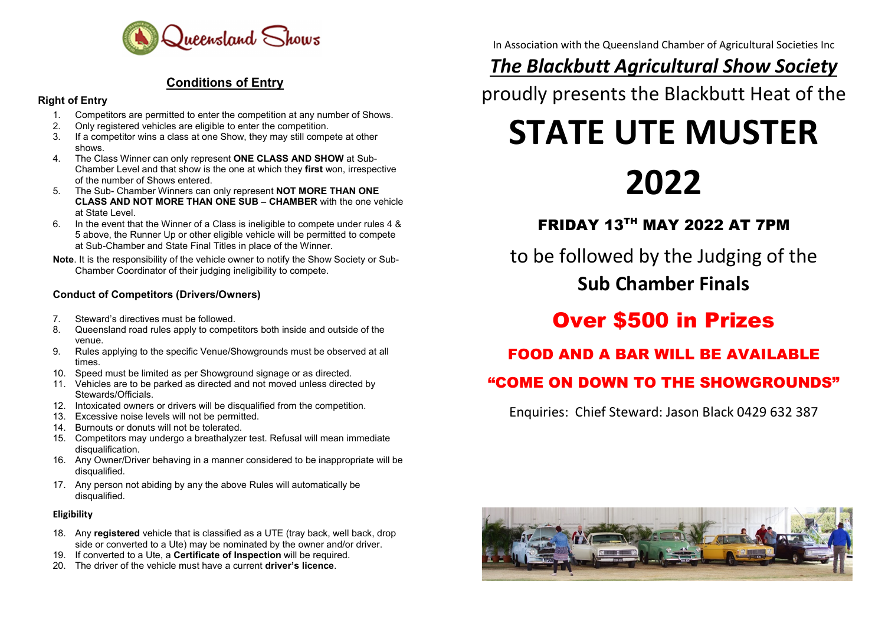Queensland Shows

## Conditions of Entry

### Right of Entry

1. Competitors are permitted to enter the competition at any number of Shows.
2. Only registered vehicles are eligible to enter the competition.
3. If a competitor wins a class at one Show, they may still compete at other shows.
4. The Class Winner can only represent **ONE CLASS AND SHOW** at Sub-Chamber Level and that show is the one at which they **first** won, irrespective of the number of Shows entered.
5. The Sub- Chamber Winners can only represent **NOT MORE THAN ONE CLASS AND NOT MORE THAN ONE SUB – CHAMBER** with the one vehicle at State Level.
6. In the event that the Winner of a Class is ineligible to compete under rules 4 & 5 above, the Runner Up or other eligible vehicle will be permitted to compete at Sub-Chamber and State Final Titles in place of the Winner.

**Note**. It is the responsibility of the vehicle owner to notify the Show Society or Sub-Chamber Coordinator of their judging ineligibility to compete.

### Conduct of Competitors (Drivers/Owners)

7. Steward's directives must be followed.
8. Queensland road rules apply to competitors both inside and outside of the venue.
9. Rules applying to the specific Venue/Showgrounds must be observed at all times.
10. Speed must be limited as per Showground signage or as directed.
11. Vehicles are to be parked as directed and not moved unless directed by Stewards/Officials.
12. Intoxicated owners or drivers will be disqualified from the competition.
13. Excessive noise levels will not be permitted.
14. Burnouts or donuts will not be tolerated.
15. Competitors may undergo a breathalyzer test. Refusal will mean immediate disqualification.
16. Any Owner/Driver behaving in a manner considered to be inappropriate will be disqualified.
17. Any person not abiding by any the above Rules will automatically be disqualified.

### Eligibility

18. Any **registered** vehicle that is classified as a UTE (tray back, well back, drop side or converted to a Ute) may be nominated by the owner and/or driver.
19. If converted to a Ute, a **Certificate of Inspection** will be required.
20. The driver of the vehicle must have a current **driver's licence**.

In Association with the Queensland Chamber of Agricultural Societies Inc

## *The Blackbutt Agricultural Show Society*

proudly presents the Blackbutt Heat of the

# STATE UTE MUSTER 2022

### FRIDAY 13TH MAY 2022 AT 7PM

to be followed by the Judging of the

**Sub Chamber Finals**

## Over $500 in Prizes

**FOOD AND A BAR WILL BE AVAILABLE**

**"COME ON DOWN TO THE SHOWGROUNDS"**

Enquiries: Chief Steward: Jason Black 0429 632 387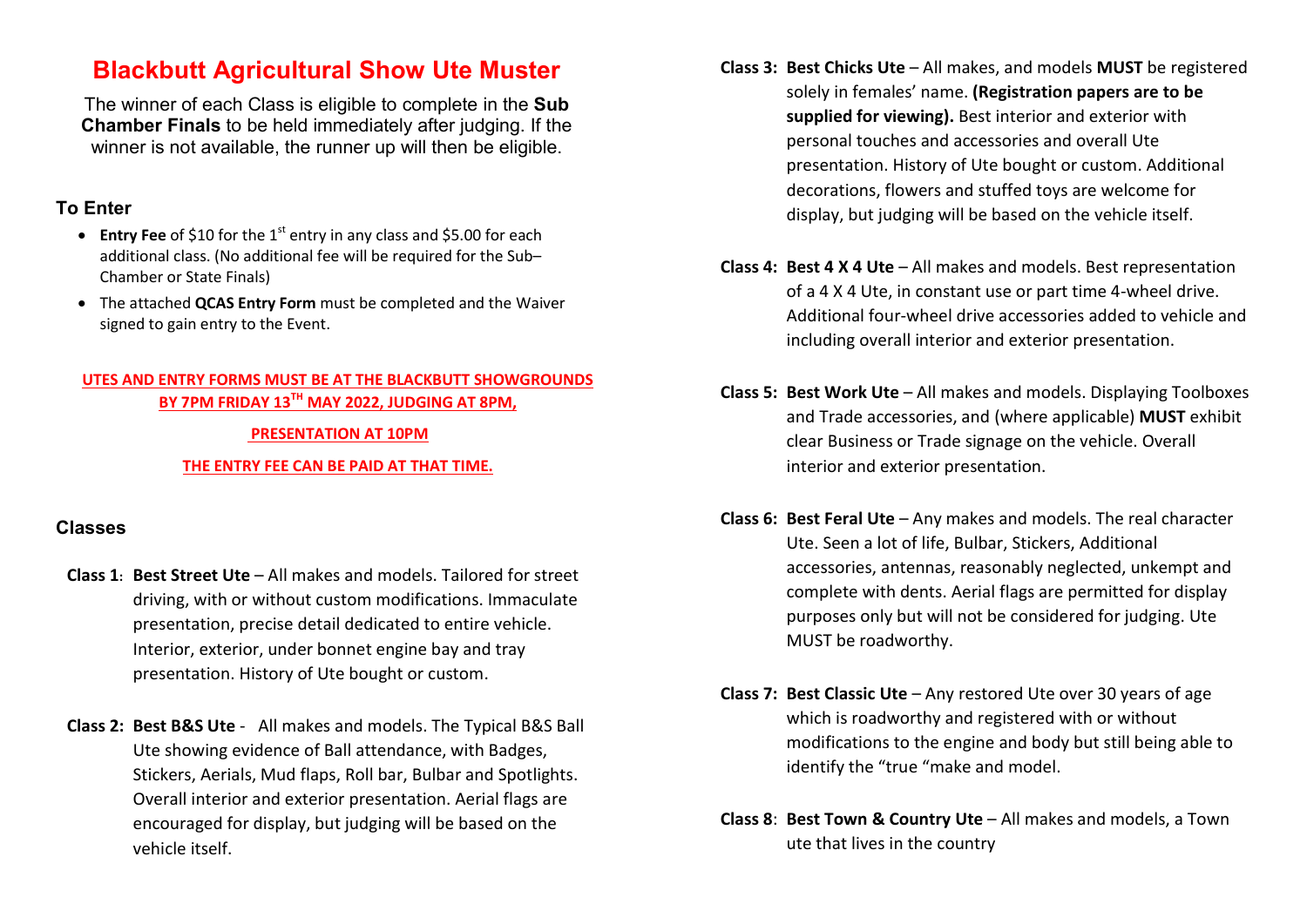# Blackbutt Agricultural Show Ute Muster

The winner of each Class is eligible to complete in the **Sub Chamber Finals** to be held immediately after judging. If the winner is not available, the runner up will then be eligible.

### To Enter

- **Entry Fee** of $10 for the 1st entry in any class and $5.00 for each additional class. (No additional fee will be required for the Sub–Chamber or State Finals)
- The attached **QCAS Entry Form** must be completed and the Waiver signed to gain entry to the Event.

**UTES AND ENTRY FORMS MUST BE AT THE BLACKBUTT SHOWGROUNDS BY 7PM FRIDAY 13TH MAY 2022, JUDGING AT 8PM,**

**PRESENTATION AT 10PM**

**THE ENTRY FEE CAN BE PAID AT THAT TIME.**

### Classes

**Class 1**: **Best Street Ute** – All makes and models. Tailored for street driving, with or without custom modifications. Immaculate presentation, precise detail dedicated to entire vehicle. Interior, exterior, under bonnet engine bay and tray presentation. History of Ute bought or custom.

**Class 2: Best B&S Ute** - All makes and models. The Typical B&S Ball Ute showing evidence of Ball attendance, with Badges, Stickers, Aerials, Mud flaps, Roll bar, Bulbar and Spotlights. Overall interior and exterior presentation. Aerial flags are encouraged for display, but judging will be based on the vehicle itself.

**Class 3: Best Chicks Ute** – All makes, and models **MUST** be registered solely in females' name. **(Registration papers are to be supplied for viewing).** Best interior and exterior with personal touches and accessories and overall Ute presentation. History of Ute bought or custom. Additional decorations, flowers and stuffed toys are welcome for display, but judging will be based on the vehicle itself.

**Class 4: Best 4 X 4 Ute** – All makes and models. Best representation of a 4 X 4 Ute, in constant use or part time 4-wheel drive. Additional four-wheel drive accessories added to vehicle and including overall interior and exterior presentation.

**Class 5: Best Work Ute** – All makes and models. Displaying Toolboxes and Trade accessories, and (where applicable) **MUST** exhibit clear Business or Trade signage on the vehicle. Overall interior and exterior presentation.

**Class 6: Best Feral Ute** – Any makes and models. The real character Ute. Seen a lot of life, Bulbar, Stickers, Additional accessories, antennas, reasonably neglected, unkempt and complete with dents. Aerial flags are permitted for display purposes only but will not be considered for judging. Ute MUST be roadworthy.

**Class 7: Best Classic Ute** – Any restored Ute over 30 years of age which is roadworthy and registered with or without modifications to the engine and body but still being able to identify the "true "make and model.

**Class 8**: **Best Town & Country Ute** – All makes and models, a Town ute that lives in the country